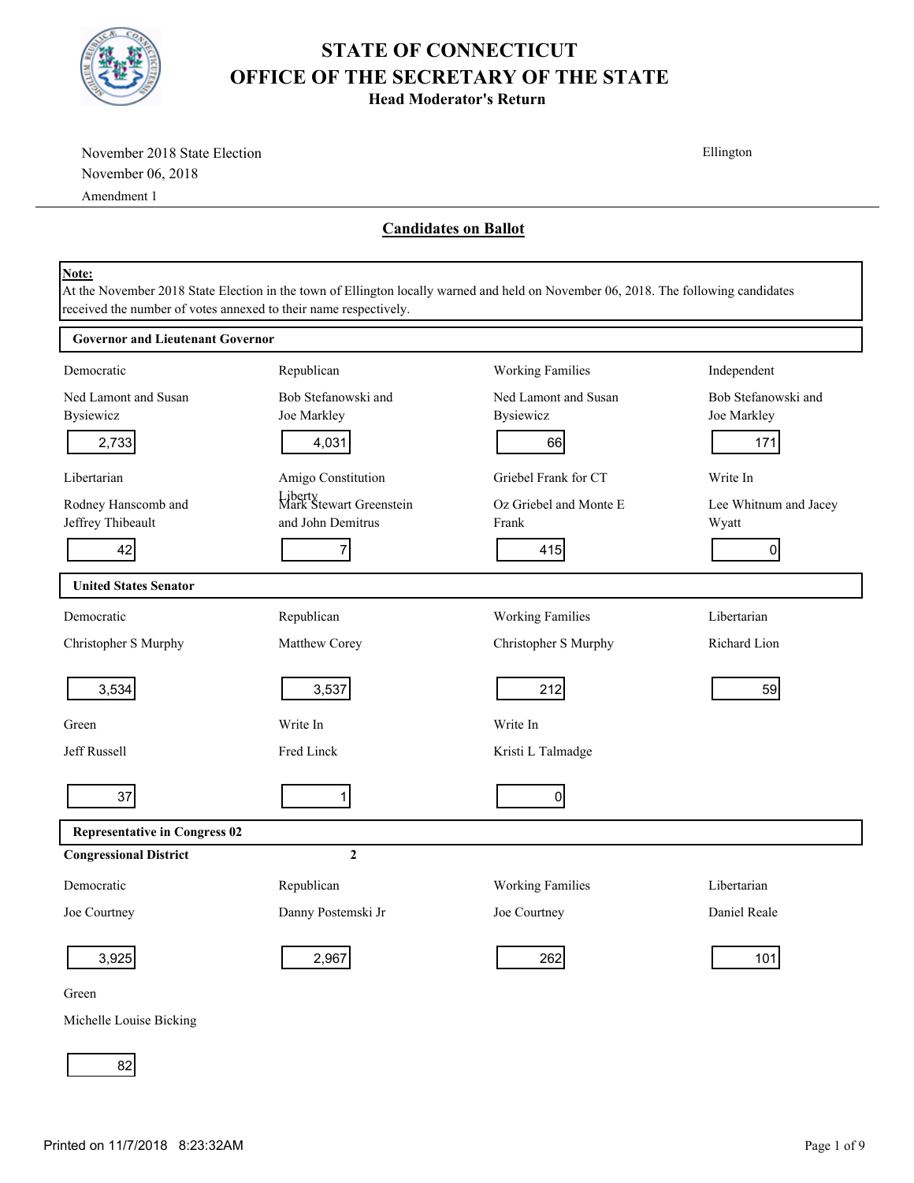# STATE OF CONNECTICUT
# OFFICE OF THE SECRETARY OF THE STATE
### Head Moderator's Return

November 2018 State Election
November 06, 2018
Amendment 1

Ellington

## Candidates on Ballot

**Note:**
At the November 2018 State Election in the town of Ellington locally warned and held on November 06, 2018. The following candidates received the number of votes annexed to their name respectively.

### Governor and Lieutenant Governor

| Party | Candidate | Votes |
|---|---|---|
| Democratic | Ned Lamont and Susan Bysiewicz | 2,733 |
| Republican | Bob Stefanowski and Joe Markley | 4,031 |
| Working Families | Ned Lamont and Susan Bysiewicz | 66 |
| Independent | Bob Stefanowski and Joe Markley | 171 |
| Libertarian | Rodney Hanscomb and Jeffrey Thibeault | 42 |
| Amigo Constitution Liberty | Mark Stewart Greenstein and John Demitrus | 7 |
| Griebel Frank for CT | Oz Griebel and Monte E Frank | 415 |
| Write In | Lee Whitnum and Jacey Wyatt | 0 |

### United States Senator

| Party | Candidate | Votes |
|---|---|---|
| Democratic | Christopher S Murphy | 3,534 |
| Republican | Matthew Corey | 3,537 |
| Working Families | Christopher S Murphy | 212 |
| Libertarian | Richard Lion | 59 |
| Green | Jeff Russell | 37 |
| Write In | Fred Linck | 1 |
| Write In | Kristi L Talmadge | 0 |

### Representative in Congress 02

**Congressional District** 2

| Party | Candidate | Votes |
|---|---|---|
| Democratic | Joe Courtney | 3,925 |
| Republican | Danny Postemski Jr | 2,967 |
| Working Families | Joe Courtney | 262 |
| Libertarian | Daniel Reale | 101 |
| Green | Michelle Louise Bicking | 82 |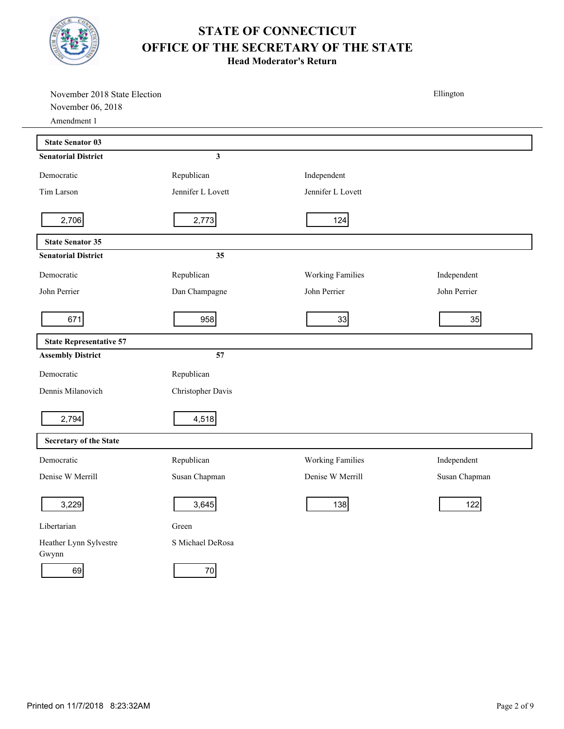# STATE OF CONNECTICUT
# OFFICE OF THE SECRETARY OF THE STATE
## Head Moderator's Return

November 2018 State Election
November 06, 2018
Amendment 1

Ellington

### State Senator 03

**Senatorial District** 3

| Democratic | Republican | Independent |
|---|---|---|
| Tim Larson | Jennifer L Lovett | Jennifer L Lovett |
| 2,706 | 2,773 | 124 |

### State Senator 35

**Senatorial District** 35

| Democratic | Republican | Working Families | Independent |
|---|---|---|---|
| John Perrier | Dan Champagne | John Perrier | John Perrier |
| 671 | 958 | 33 | 35 |

### State Representative 57

**Assembly District** 57

| Democratic | Republican |
|---|---|
| Dennis Milanovich | Christopher Davis |
| 2,794 | 4,518 |

### Secretary of the State

| Democratic | Republican | Working Families | Independent |
|---|---|---|---|
| Denise W Merrill | Susan Chapman | Denise W Merrill | Susan Chapman |
| 3,229 | 3,645 | 138 | 122 |

| Libertarian | Green |
|---|---|
| Heather Lynn Sylvestre Gwynn | S Michael DeRosa |
| 69 | 70 |

Printed on 11/7/2018 8:23:32AM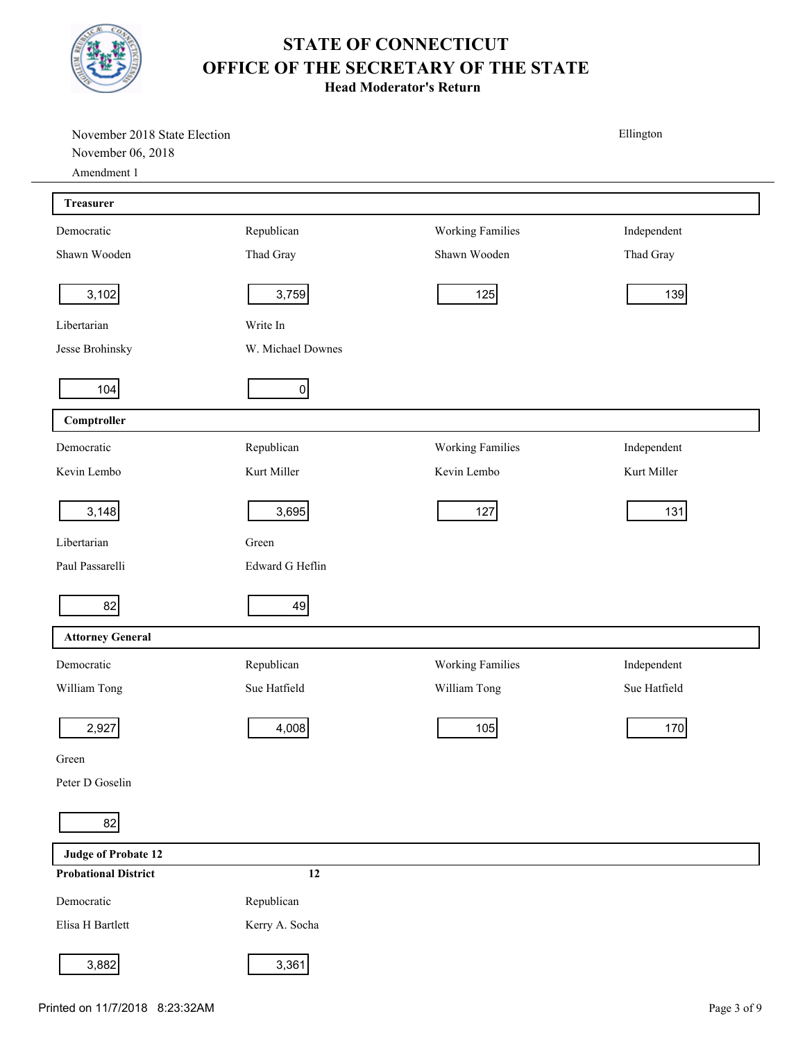# STATE OF CONNECTICUT
# OFFICE OF THE SECRETARY OF THE STATE
## Head Moderator's Return

November 2018 State Election
November 06, 2018
Amendment 1

Ellington

### Treasurer

| Democratic | Republican | Working Families | Independent |
|---|---|---|---|
| Shawn Wooden | Thad Gray | Shawn Wooden | Thad Gray |
| 3,102 | 3,759 | 125 | 139 |

| Libertarian | Write In |
|---|---|
| Jesse Brohinsky | W. Michael Downes |
| 104 | 0 |

### Comptroller

| Democratic | Republican | Working Families | Independent |
|---|---|---|---|
| Kevin Lembo | Kurt Miller | Kevin Lembo | Kurt Miller |
| 3,148 | 3,695 | 127 | 131 |

| Libertarian | Green |
|---|---|
| Paul Passarelli | Edward G Heflin |
| 82 | 49 |

### Attorney General

| Democratic | Republican | Working Families | Independent |
|---|---|---|---|
| William Tong | Sue Hatfield | William Tong | Sue Hatfield |
| 2,927 | 4,008 | 105 | 170 |

| Green |
|---|
| Peter D Goselin |
| 82 |

### Judge of Probate 12

**Probational District** **12**

| Democratic | Republican |
|---|---|
| Elisa H Bartlett | Kerry A. Socha |
| 3,882 | 3,361 |

Printed on 11/7/2018 8:23:32AM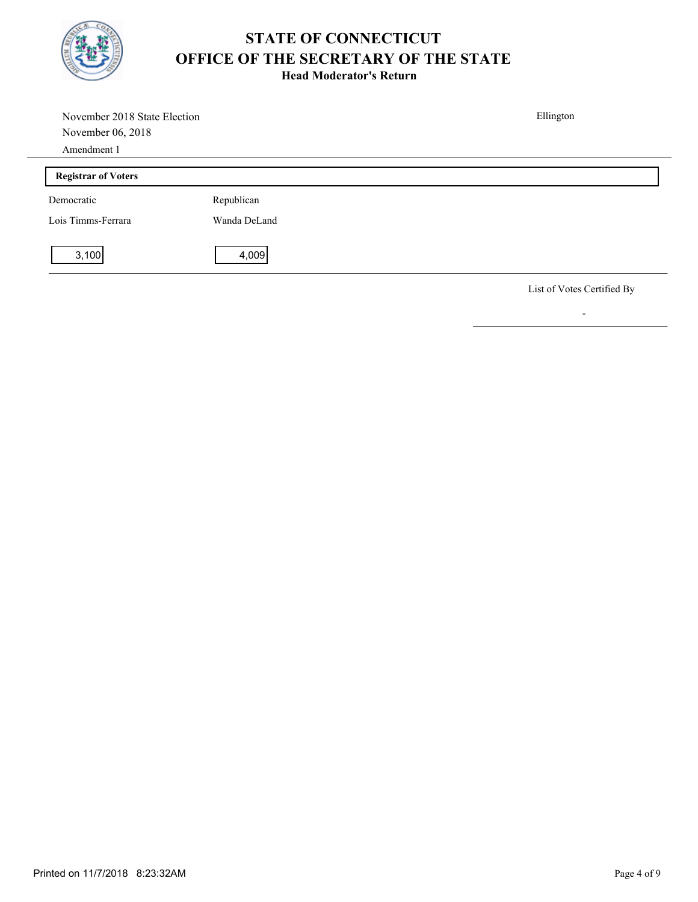# STATE OF CONNECTICUT
# OFFICE OF THE SECRETARY OF THE STATE
## Head Moderator's Return

November 2018 State Election
November 06, 2018
Amendment 1

Ellington

### Registrar of Voters

| Democratic | Republican |
|---|---|
| Lois Timms-Ferrara | Wanda DeLand |
| 3,100 | 4,009 |

List of Votes Certified By

-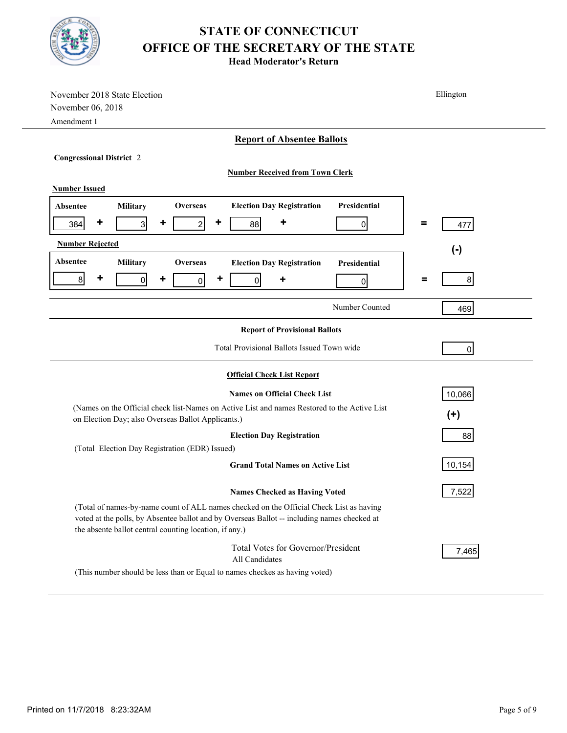# STATE OF CONNECTICUT
# OFFICE OF THE SECRETARY OF THE STATE
## Head Moderator's Return

November 2018 State Election
November 06, 2018
Amendment 1

Ellington

### Report of Absentee Ballots

**Congressional District** 2

**Number Received from Town Clerk**

**Number Issued**

| Absentee | | Military | | Overseas | | Election Day Registration | | Presidential | | |
|---|---|---|---|---|---|---|---|---|---|---|
| 384 | + | 3 | + | 2 | + | 88 | + | 0 | = | 477 |

(-)

**Number Rejected**

| Absentee | | Military | | Overseas | | Election Day Registration | | Presidential | | |
|---|---|---|---|---|---|---|---|---|---|---|
| 8 | + | 0 | + | 0 | + | 0 | + | 0 | = | 8 |

Number Counted: 469

### Report of Provisional Ballots

Total Provisional Ballots Issued Town wide: 0

### Official Check List Report

**Names on Official Check List**: 10,066

(Names on the Official check list-Names on Active List and names Restored to the Active List on Election Day; also Overseas Ballot Applicants.)

(+)

**Election Day Registration**: 88

(Total Election Day Registration (EDR) Issued)

**Grand Total Names on Active List**: 10,154

**Names Checked as Having Voted**: 7,522

(Total of names-by-name count of ALL names checked on the Official Check List as having voted at the polls, by Absentee ballot and by Overseas Ballot -- including names checked at the absente ballot central counting location, if any.)

Total Votes for Governor/President
All Candidates: 7,465

(This number should be less than or Equal to names checkes as having voted)

Printed on 11/7/2018 8:23:32AM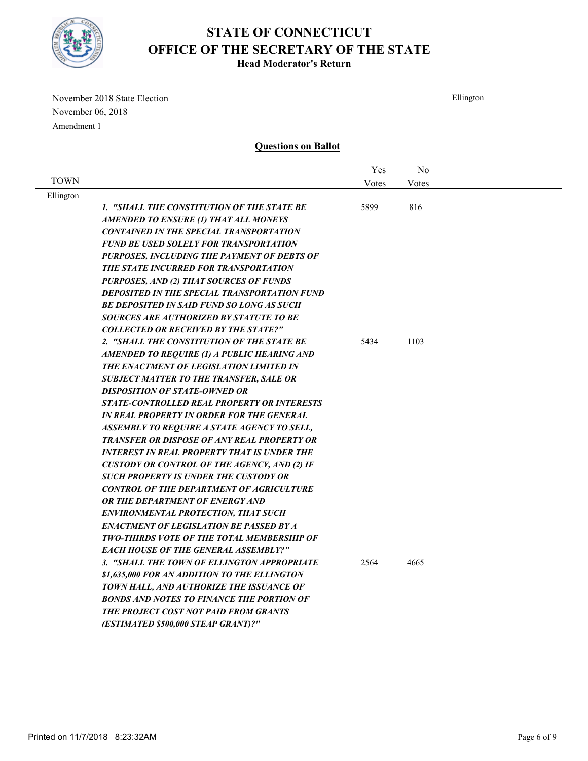# STATE OF CONNECTICUT
# OFFICE OF THE SECRETARY OF THE STATE
## Head Moderator's Return

November 2018 State Election
November 06, 2018
Amendment 1

Ellington

### Questions on Ballot

| TOWN | | Yes Votes | No Votes |
|---|---|---|---|
| Ellington | | | |
| | *1. "SHALL THE CONSTITUTION OF THE STATE BE AMENDED TO ENSURE (1) THAT ALL MONEYS CONTAINED IN THE SPECIAL TRANSPORTATION FUND BE USED SOLELY FOR TRANSPORTATION PURPOSES, INCLUDING THE PAYMENT OF DEBTS OF THE STATE INCURRED FOR TRANSPORTATION PURPOSES, AND (2) THAT SOURCES OF FUNDS DEPOSITED IN THE SPECIAL TRANSPORTATION FUND BE DEPOSITED IN SAID FUND SO LONG AS SUCH SOURCES ARE AUTHORIZED BY STATUTE TO BE COLLECTED OR RECEIVED BY THE STATE?"* | 5899 | 816 |
| | *2. "SHALL THE CONSTITUTION OF THE STATE BE AMENDED TO REQUIRE (1) A PUBLIC HEARING AND THE ENACTMENT OF LEGISLATION LIMITED IN SUBJECT MATTER TO THE TRANSFER, SALE OR DISPOSITION OF STATE-OWNED OR STATE-CONTROLLED REAL PROPERTY OR INTERESTS IN REAL PROPERTY IN ORDER FOR THE GENERAL ASSEMBLY TO REQUIRE A STATE AGENCY TO SELL, TRANSFER OR DISPOSE OF ANY REAL PROPERTY OR INTEREST IN REAL PROPERTY THAT IS UNDER THE CUSTODY OR CONTROL OF THE AGENCY, AND (2) IF SUCH PROPERTY IS UNDER THE CUSTODY OR CONTROL OF THE DEPARTMENT OF AGRICULTURE OR THE DEPARTMENT OF ENERGY AND ENVIRONMENTAL PROTECTION, THAT SUCH ENACTMENT OF LEGISLATION BE PASSED BY A TWO-THIRDS VOTE OF THE TOTAL MEMBERSHIP OF EACH HOUSE OF THE GENERAL ASSEMBLY?"* | 5434 | 1103 |
| | *3. "SHALL THE TOWN OF ELLINGTON APPROPRIATE $1,635,000 FOR AN ADDITION TO THE ELLINGTON TOWN HALL, AND AUTHORIZE THE ISSUANCE OF BONDS AND NOTES TO FINANCE THE PORTION OF THE PROJECT COST NOT PAID FROM GRANTS (ESTIMATED $500,000 STEAP GRANT)?"* | 2564 | 4665 |

Printed on 11/7/2018 8:23:32AM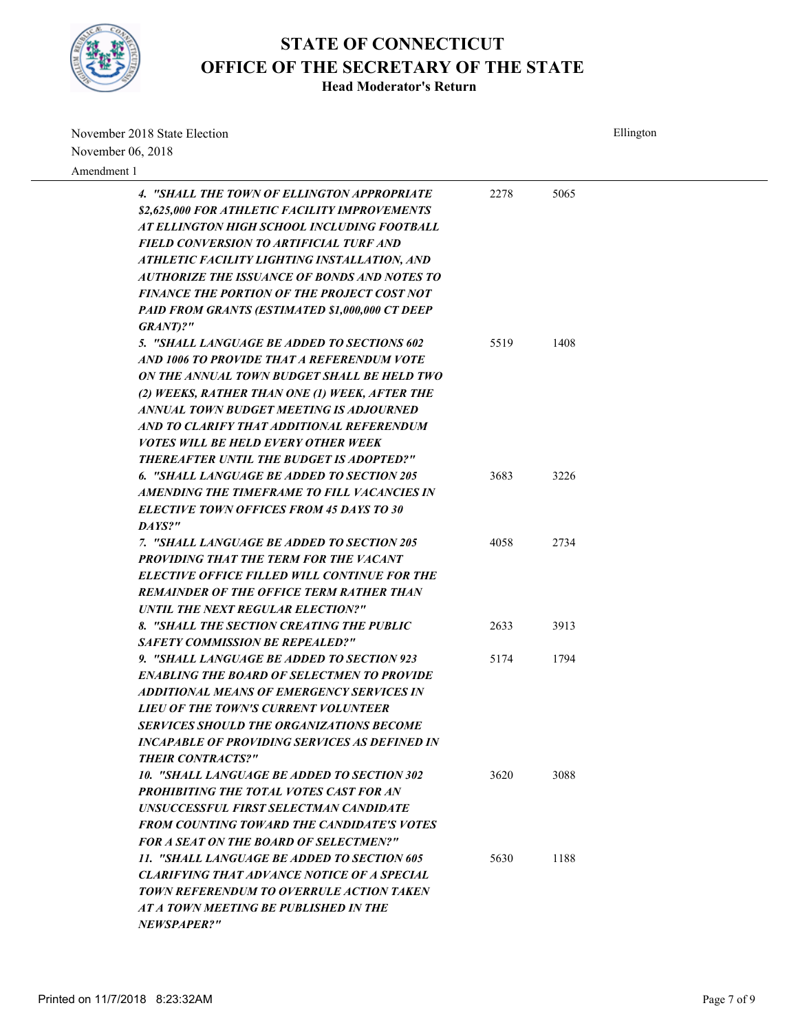# STATE OF CONNECTICUT
# OFFICE OF THE SECRETARY OF THE STATE
## Head Moderator's Return

November 2018 State Election

November 06, 2018

Ellington

Amendment 1

| Question | | |
|---|---|---|
| ***4. "SHALL THE TOWN OF ELLINGTON APPROPRIATE $2,625,000 FOR ATHLETIC FACILITY IMPROVEMENTS AT ELLINGTON HIGH SCHOOL INCLUDING FOOTBALL FIELD CONVERSION TO ARTIFICIAL TURF AND ATHLETIC FACILITY LIGHTING INSTALLATION, AND AUTHORIZE THE ISSUANCE OF BONDS AND NOTES TO FINANCE THE PORTION OF THE PROJECT COST NOT PAID FROM GRANTS (ESTIMATED $1,000,000 CT DEEP GRANT)?"*** | 2278 | 5065 |
| ***5. "SHALL LANGUAGE BE ADDED TO SECTIONS 602 AND 1006 TO PROVIDE THAT A REFERENDUM VOTE ON THE ANNUAL TOWN BUDGET SHALL BE HELD TWO (2) WEEKS, RATHER THAN ONE (1) WEEK, AFTER THE ANNUAL TOWN BUDGET MEETING IS ADJOURNED AND TO CLARIFY THAT ADDITIONAL REFERENDUM VOTES WILL BE HELD EVERY OTHER WEEK THEREAFTER UNTIL THE BUDGET IS ADOPTED?"*** | 5519 | 1408 |
| ***6. "SHALL LANGUAGE BE ADDED TO SECTION 205 AMENDING THE TIMEFRAME TO FILL VACANCIES IN ELECTIVE TOWN OFFICES FROM 45 DAYS TO 30 DAYS?"*** | 3683 | 3226 |
| ***7. "SHALL LANGUAGE BE ADDED TO SECTION 205 PROVIDING THAT THE TERM FOR THE VACANT ELECTIVE OFFICE FILLED WILL CONTINUE FOR THE REMAINDER OF THE OFFICE TERM RATHER THAN UNTIL THE NEXT REGULAR ELECTION?"*** | 4058 | 2734 |
| ***8. "SHALL THE SECTION CREATING THE PUBLIC SAFETY COMMISSION BE REPEALED?"*** | 2633 | 3913 |
| ***9. "SHALL LANGUAGE BE ADDED TO SECTION 923 ENABLING THE BOARD OF SELECTMEN TO PROVIDE ADDITIONAL MEANS OF EMERGENCY SERVICES IN LIEU OF THE TOWN'S CURRENT VOLUNTEER SERVICES SHOULD THE ORGANIZATIONS BECOME INCAPABLE OF PROVIDING SERVICES AS DEFINED IN THEIR CONTRACTS?"*** | 5174 | 1794 |
| ***10. "SHALL LANGUAGE BE ADDED TO SECTION 302 PROHIBITING THE TOTAL VOTES CAST FOR AN UNSUCCESSFUL FIRST SELECTMAN CANDIDATE FROM COUNTING TOWARD THE CANDIDATE'S VOTES FOR A SEAT ON THE BOARD OF SELECTMEN?"*** | 3620 | 3088 |
| ***11. "SHALL LANGUAGE BE ADDED TO SECTION 605 CLARIFYING THAT ADVANCE NOTICE OF A SPECIAL TOWN REFERENDUM TO OVERRULE ACTION TAKEN AT A TOWN MEETING BE PUBLISHED IN THE NEWSPAPER?"*** | 5630 | 1188 |

Printed on 11/7/2018 8:23:32AM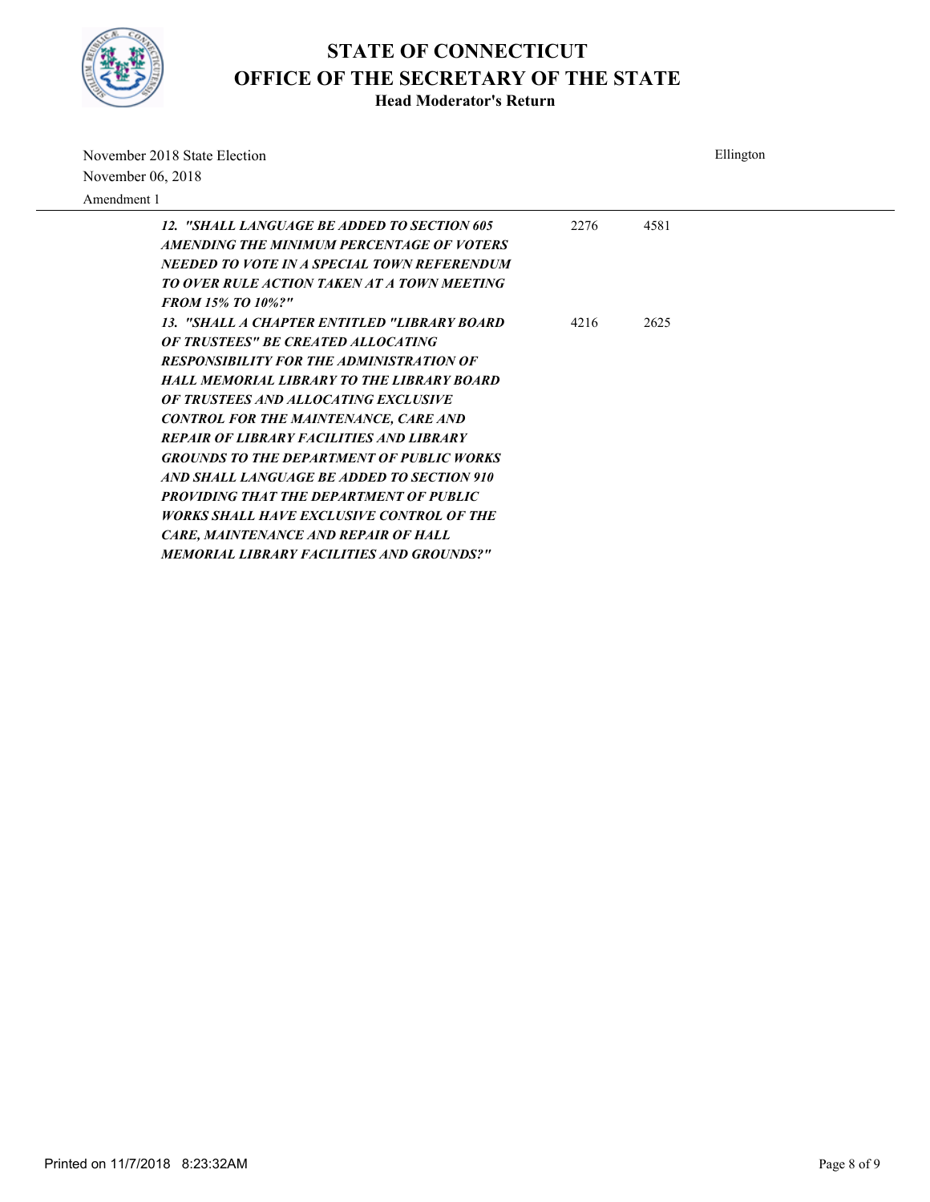# STATE OF CONNECTICUT
# OFFICE OF THE SECRETARY OF THE STATE
## Head Moderator's Return

November 2018 State Election
November 06, 2018
Amendment 1

Ellington

| Question | | |
|---|---|---|
| *12. "SHALL LANGUAGE BE ADDED TO SECTION 605 AMENDING THE MINIMUM PERCENTAGE OF VOTERS NEEDED TO VOTE IN A SPECIAL TOWN REFERENDUM TO OVER RULE ACTION TAKEN AT A TOWN MEETING FROM 15% TO 10%?"* | 2276 | 4581 |
| *13. "SHALL A CHAPTER ENTITLED "LIBRARY BOARD OF TRUSTEES" BE CREATED ALLOCATING RESPONSIBILITY FOR THE ADMINISTRATION OF HALL MEMORIAL LIBRARY TO THE LIBRARY BOARD OF TRUSTEES AND ALLOCATING EXCLUSIVE CONTROL FOR THE MAINTENANCE, CARE AND REPAIR OF LIBRARY FACILITIES AND LIBRARY GROUNDS TO THE DEPARTMENT OF PUBLIC WORKS AND SHALL LANGUAGE BE ADDED TO SECTION 910 PROVIDING THAT THE DEPARTMENT OF PUBLIC WORKS SHALL HAVE EXCLUSIVE CONTROL OF THE CARE, MAINTENANCE AND REPAIR OF HALL MEMORIAL LIBRARY FACILITIES AND GROUNDS?"* | 4216 | 2625 |

Printed on 11/7/2018 8:23:32AM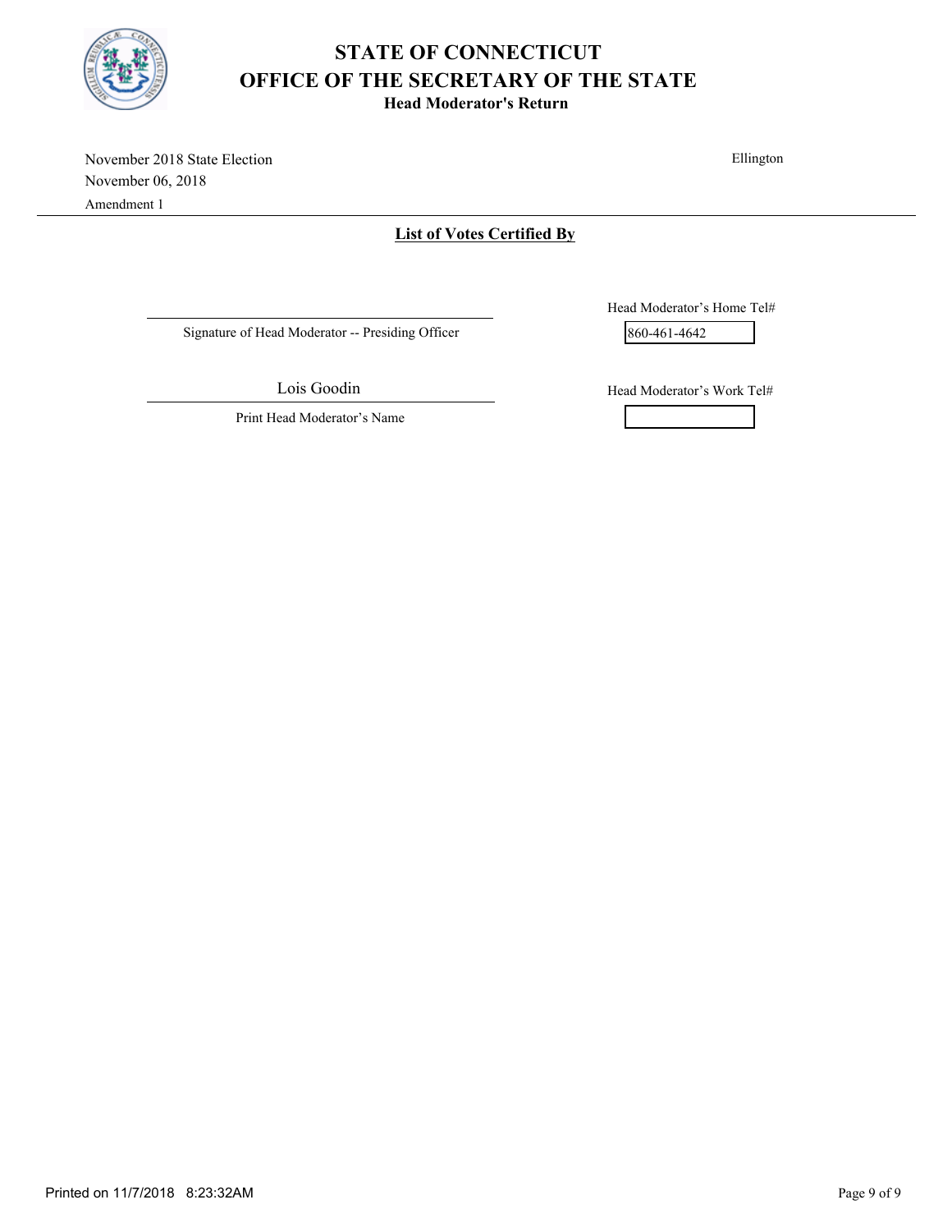# STATE OF CONNECTICUT
# OFFICE OF THE SECRETARY OF THE STATE
### Head Moderator's Return

November 2018 State Election
November 06, 2018
Amendment 1

Ellington

---

**List of Votes Certified By**

\_\_\_\_\_\_\_\_\_\_\_\_\_\_\_\_\_\_\_\_\_\_\_\_\_\_\_\_\_\_\_\_\_\_\_\_

Signature of Head Moderator -- Presiding Officer

Head Moderator's Home Tel#

860-461-4642

Lois Goodin

Print Head Moderator's Name

Head Moderator's Work Tel#

Printed on 11/7/2018 8:23:32AM